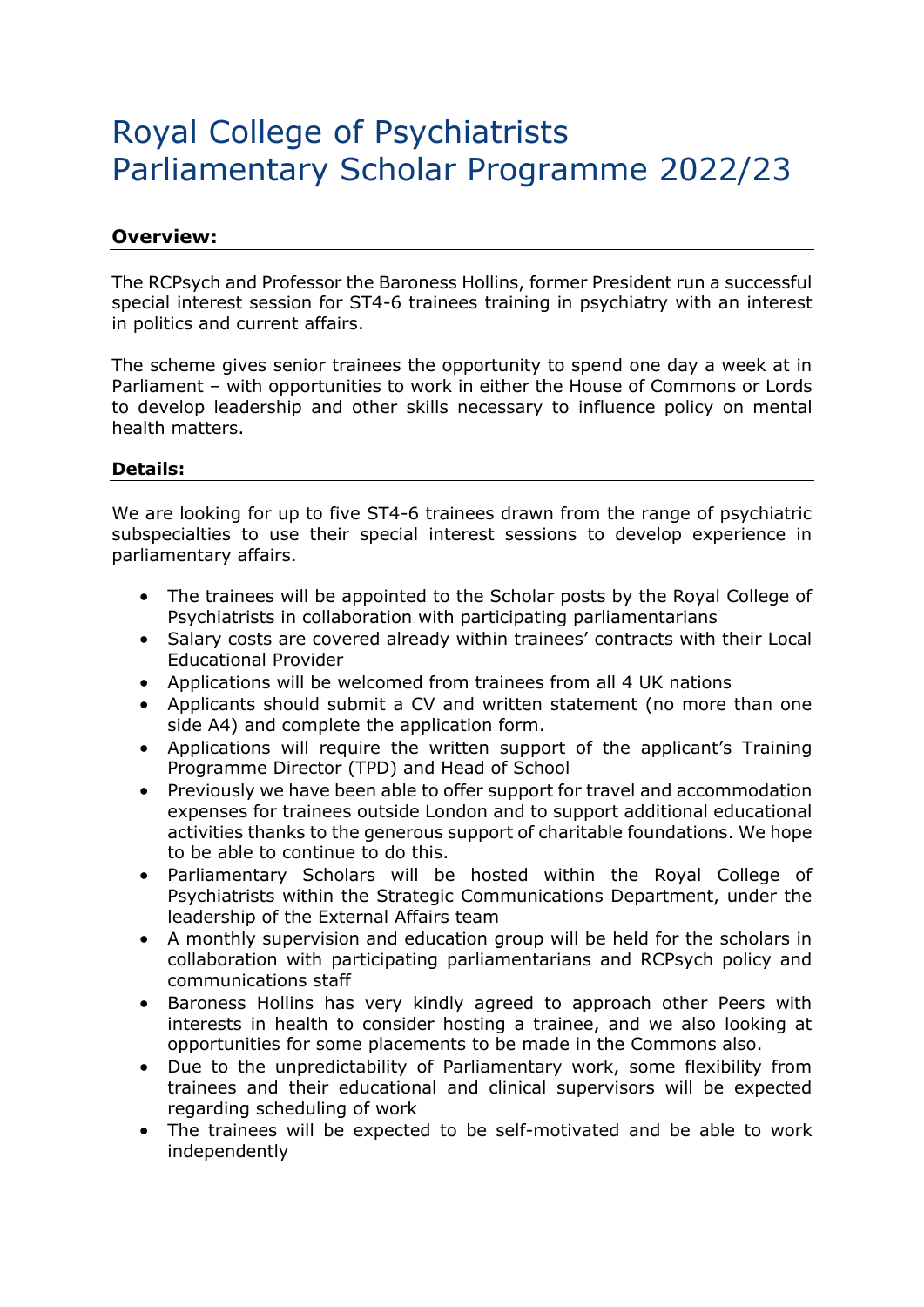# Royal College of Psychiatrists Parliamentary Scholar Programme 2022/23

## Overview:

The RCPsych and Professor the Baroness Hollins, former President run a successful special interest session for ST4-6 trainees training in psychiatry with an interest in politics and current affairs.

The scheme gives senior trainees the opportunity to spend one day a week at in Parliament – with opportunities to work in either the House of Commons or Lords to develop leadership and other skills necessary to influence policy on mental health matters.

## Details:

We are looking for up to five ST4-6 trainees drawn from the range of psychiatric subspecialties to use their special interest sessions to develop experience in parliamentary affairs.

- The trainees will be appointed to the Scholar posts by the Royal College of Psychiatrists in collaboration with participating parliamentarians
- Salary costs are covered already within trainees' contracts with their Local Educational Provider
- Applications will be welcomed from trainees from all 4 UK nations
- Applicants should submit a CV and written statement (no more than one side A4) and complete the application form.
- Applications will require the written support of the applicant's Training Programme Director (TPD) and Head of School
- Previously we have been able to offer support for travel and accommodation expenses for trainees outside London and to support additional educational activities thanks to the generous support of charitable foundations. We hope to be able to continue to do this.
- Parliamentary Scholars will be hosted within the Royal College of Psychiatrists within the Strategic Communications Department, under the leadership of the External Affairs team
- A monthly supervision and education group will be held for the scholars in collaboration with participating parliamentarians and RCPsych policy and communications staff
- Baroness Hollins has very kindly agreed to approach other Peers with interests in health to consider hosting a trainee, and we also looking at opportunities for some placements to be made in the Commons also.
- Due to the unpredictability of Parliamentary work, some flexibility from trainees and their educational and clinical supervisors will be expected regarding scheduling of work
- The trainees will be expected to be self-motivated and be able to work independently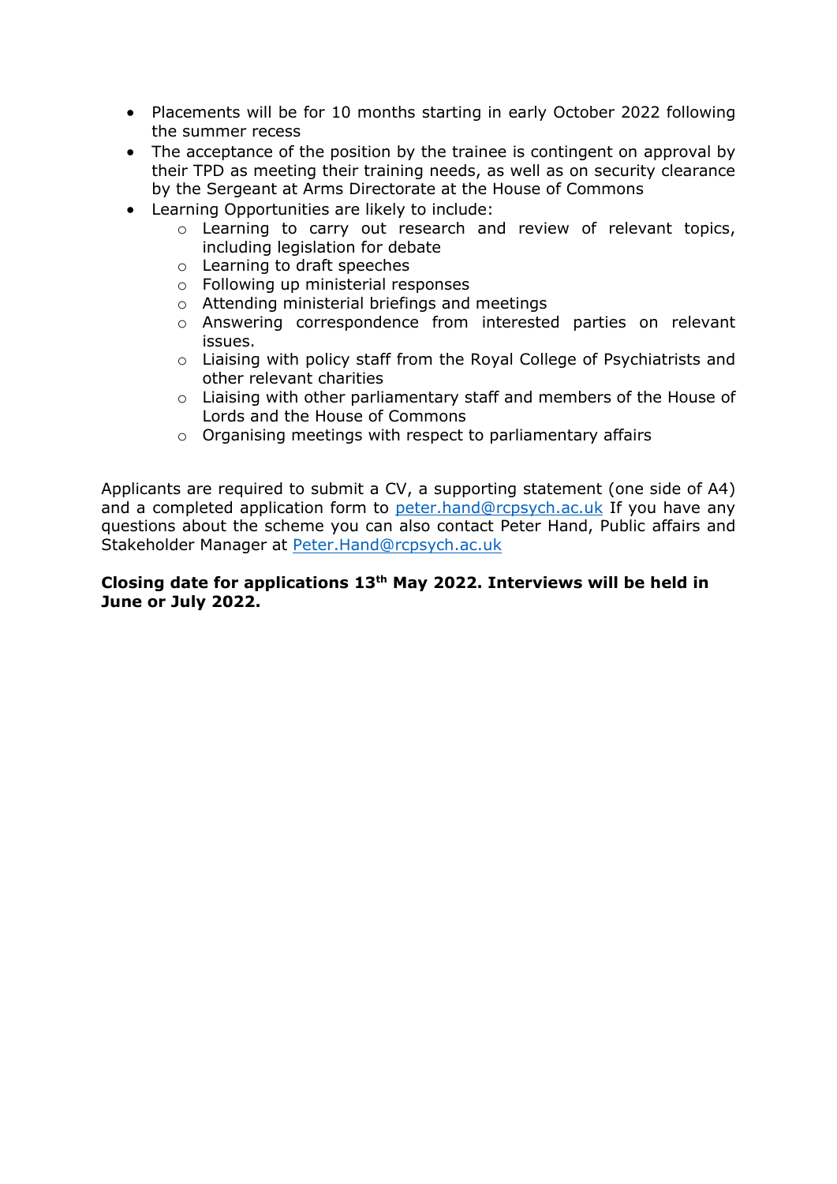- Placements will be for 10 months starting in early October 2022 following the summer recess
- The acceptance of the position by the trainee is contingent on approval by their TPD as meeting their training needs, as well as on security clearance by the Sergeant at Arms Directorate at the House of Commons
- Learning Opportunities are likely to include:
  - Learning to carry out research and review of relevant topics, including legislation for debate
  - Learning to draft speeches
  - Following up ministerial responses
  - Attending ministerial briefings and meetings
  - Answering correspondence from interested parties on relevant issues.
  - Liaising with policy staff from the Royal College of Psychiatrists and other relevant charities
  - Liaising with other parliamentary staff and members of the House of Lords and the House of Commons
  - Organising meetings with respect to parliamentary affairs

Applicants are required to submit a CV, a supporting statement (one side of A4) and a completed application form to peter.hand@rcpsych.ac.uk If you have any questions about the scheme you can also contact Peter Hand, Public affairs and Stakeholder Manager at Peter.Hand@rcpsych.ac.uk

**Closing date for applications 13th May 2022. Interviews will be held in June or July 2022.**